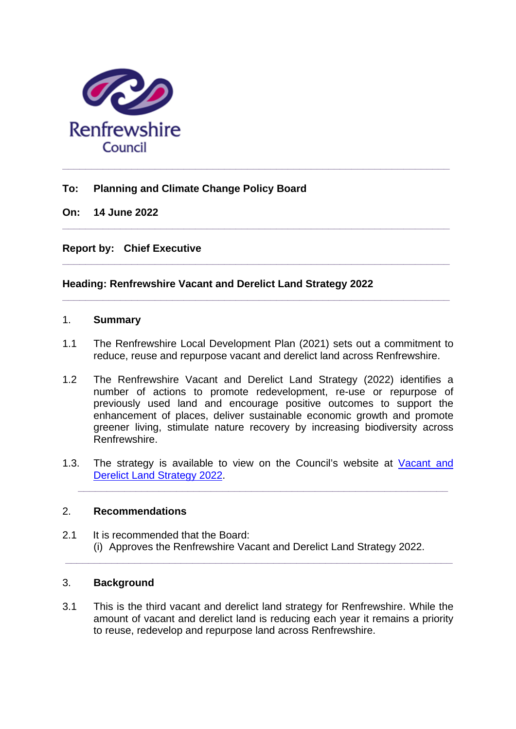Renfrewshire Council

---

**To:** **Planning and Climate Change Policy Board**

**On:** **14 June 2022**

---

**Report by:** **Chief Executive**

---

**Heading: Renfrewshire Vacant and Derelict Land Strategy 2022**

---

## 1. Summary

1.1 The Renfrewshire Local Development Plan (2021) sets out a commitment to reduce, reuse and repurpose vacant and derelict land across Renfrewshire.

1.2 The Renfrewshire Vacant and Derelict Land Strategy (2022) identifies a number of actions to promote redevelopment, re-use or repurpose of previously used land and encourage positive outcomes to support the enhancement of places, deliver sustainable economic growth and promote greener living, stimulate nature recovery by increasing biodiversity across Renfrewshire.

1.3. The strategy is available to view on the Council's website at Vacant and Derelict Land Strategy 2022.

---

## 2. Recommendations

2.1 It is recommended that the Board:
(i) Approves the Renfrewshire Vacant and Derelict Land Strategy 2022.

---

## 3. Background

3.1 This is the third vacant and derelict land strategy for Renfrewshire. While the amount of vacant and derelict land is reducing each year it remains a priority to reuse, redevelop and repurpose land across Renfrewshire.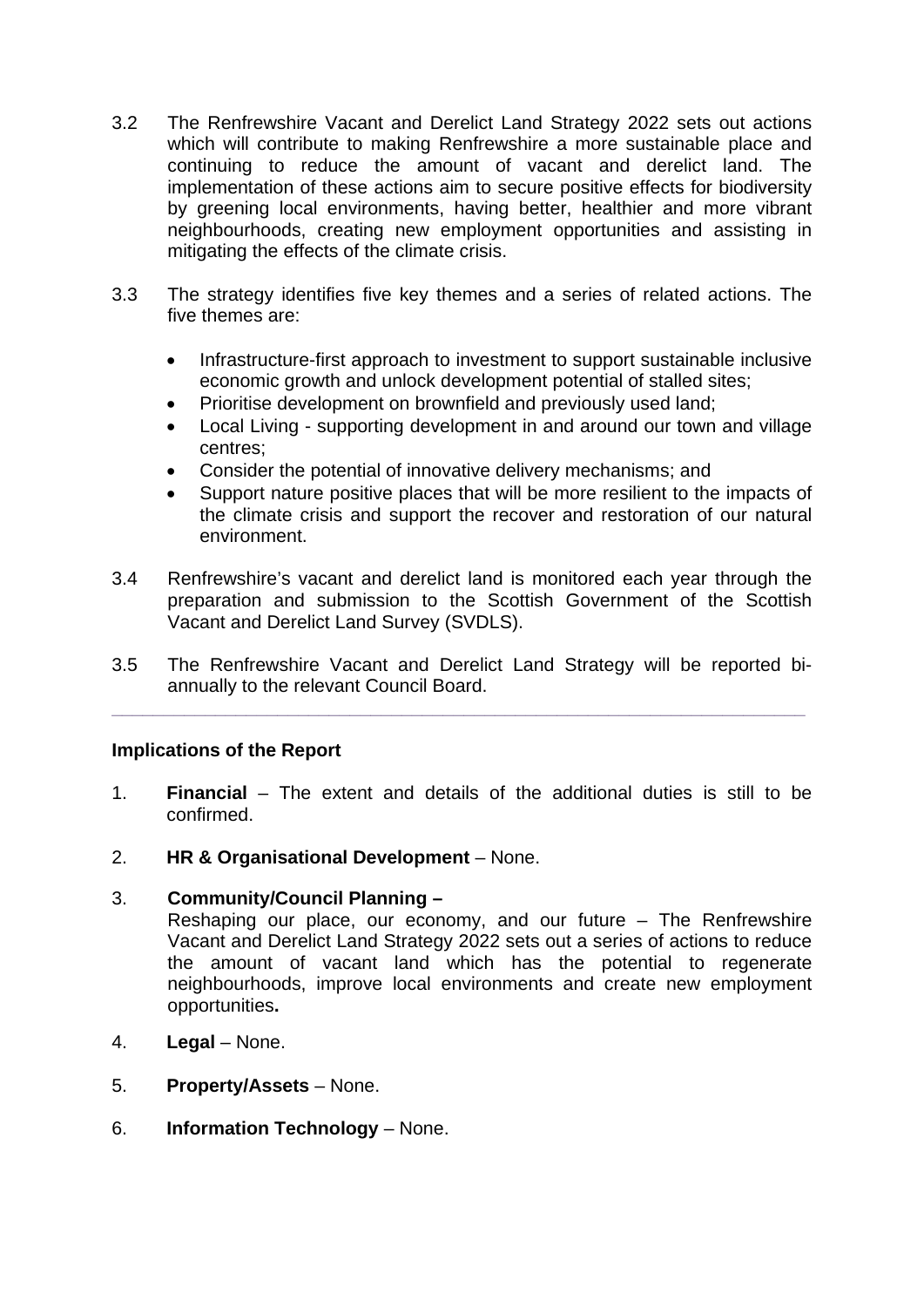3.2 The Renfrewshire Vacant and Derelict Land Strategy 2022 sets out actions which will contribute to making Renfrewshire a more sustainable place and continuing to reduce the amount of vacant and derelict land. The implementation of these actions aim to secure positive effects for biodiversity by greening local environments, having better, healthier and more vibrant neighbourhoods, creating new employment opportunities and assisting in mitigating the effects of the climate crisis.

3.3 The strategy identifies five key themes and a series of related actions. The five themes are:

- Infrastructure-first approach to investment to support sustainable inclusive economic growth and unlock development potential of stalled sites;
- Prioritise development on brownfield and previously used land;
- Local Living - supporting development in and around our town and village centres;
- Consider the potential of innovative delivery mechanisms; and
- Support nature positive places that will be more resilient to the impacts of the climate crisis and support the recover and restoration of our natural environment.

3.4 Renfrewshire's vacant and derelict land is monitored each year through the preparation and submission to the Scottish Government of the Scottish Vacant and Derelict Land Survey (SVDLS).

3.5 The Renfrewshire Vacant and Derelict Land Strategy will be reported bi-annually to the relevant Council Board.

---

**Implications of the Report**

1. **Financial** – The extent and details of the additional duties is still to be confirmed.

2. **HR & Organisational Development** – None.

3. **Community/Council Planning –**
   Reshaping our place, our economy, and our future – The Renfrewshire Vacant and Derelict Land Strategy 2022 sets out a series of actions to reduce the amount of vacant land which has the potential to regenerate neighbourhoods, improve local environments and create new employment opportunities**.**

4. **Legal** – None.

5. **Property/Assets** – None.

6. **Information Technology** – None.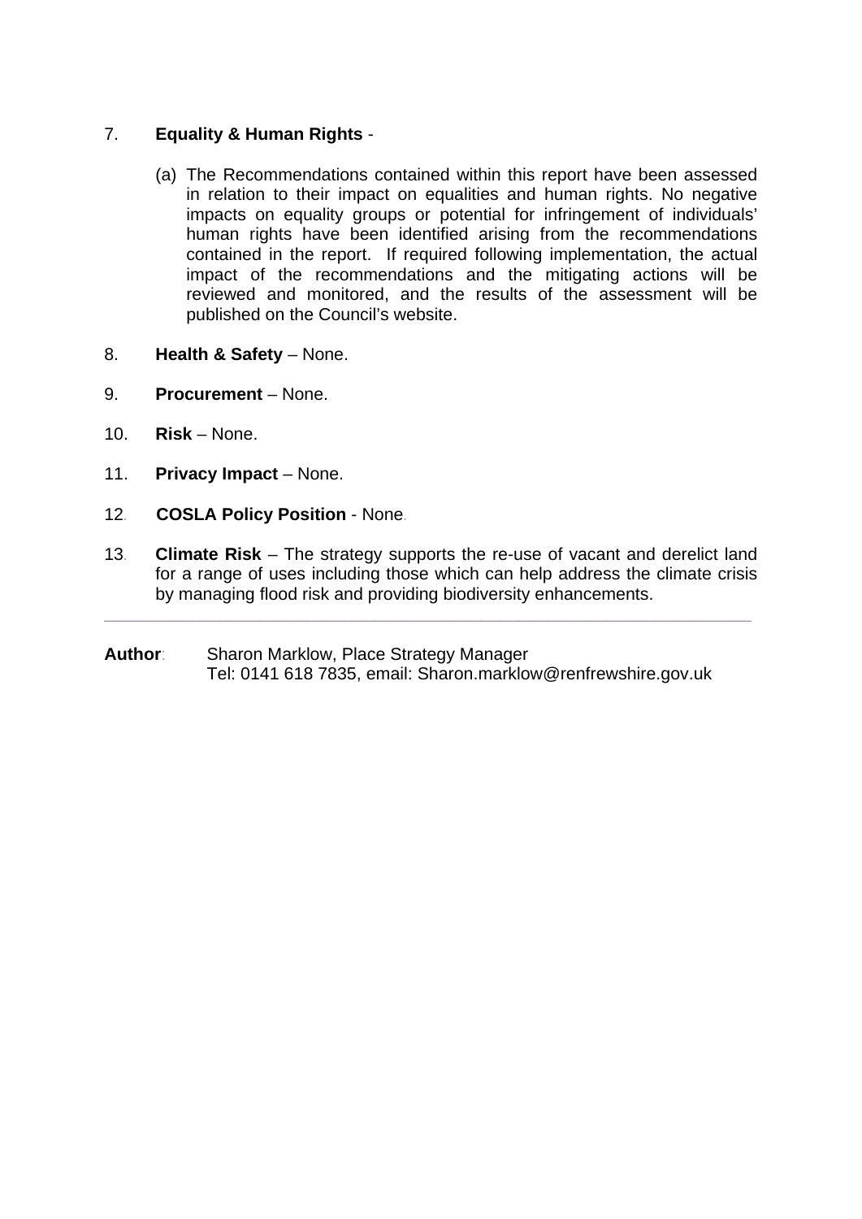7. **Equality & Human Rights** -

   (a) The Recommendations contained within this report have been assessed in relation to their impact on equalities and human rights. No negative impacts on equality groups or potential for infringement of individuals' human rights have been identified arising from the recommendations contained in the report. If required following implementation, the actual impact of the recommendations and the mitigating actions will be reviewed and monitored, and the results of the assessment will be published on the Council's website.

8. **Health & Safety** – None.

9. **Procurement** – None.

10. **Risk** – None.

11. **Privacy Impact** – None.

12. **COSLA Policy Position** - None.

13. **Climate Risk** – The strategy supports the re-use of vacant and derelict land for a range of uses including those which can help address the climate crisis by managing flood risk and providing biodiversity enhancements.

---

**Author**: Sharon Marklow, Place Strategy Manager
Tel: 0141 618 7835, email: Sharon.marklow@renfrewshire.gov.uk